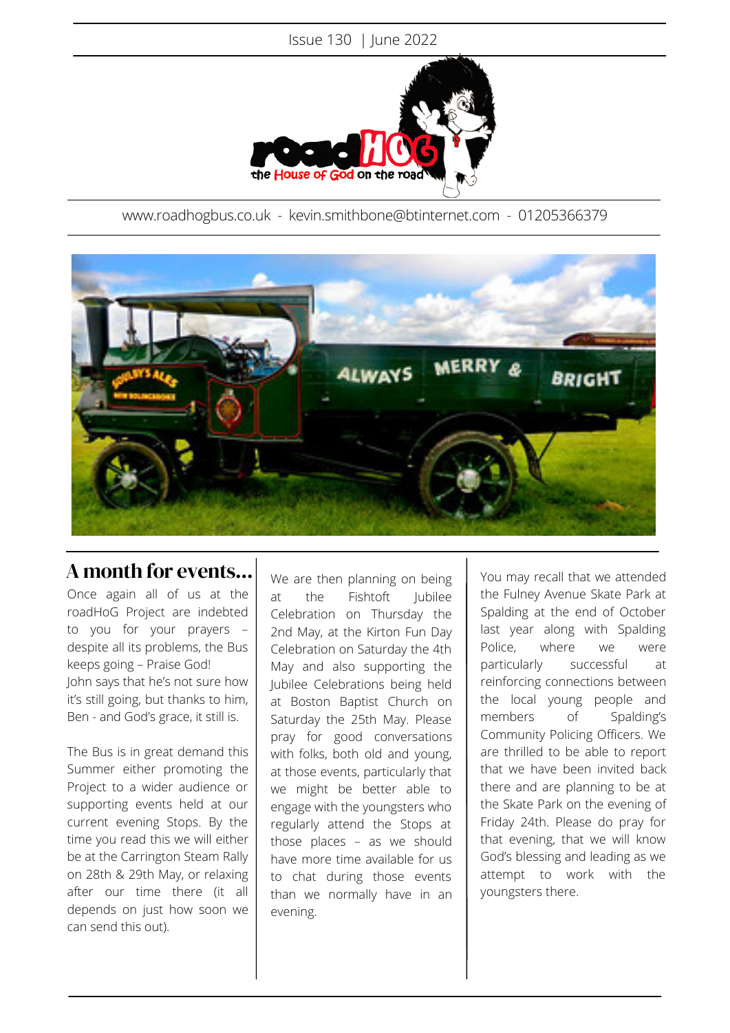Issue 130 | June 2022

roadHOG the House of God on the road

www.roadhogbus.co.uk - kevin.smithbone@btinternet.com - 01205366379

## A month for events...

Once again all of us at the roadHoG Project are indebted to you for your prayers – despite all its problems, the Bus keeps going – Praise God! John says that he's not sure how it's still going, but thanks to him, Ben - and God's grace, it still is.

The Bus is in great demand this Summer either promoting the Project to a wider audience or supporting events held at our current evening Stops. By the time you read this we will either be at the Carrington Steam Rally on 28th & 29th May, or relaxing after our time there (it all depends on just how soon we can send this out).

We are then planning on being at the Fishtoft Jubilee Celebration on Thursday the 2nd May, at the Kirton Fun Day Celebration on Saturday the 4th May and also supporting the Jubilee Celebrations being held at Boston Baptist Church on Saturday the 25th May. Please pray for good conversations with folks, both old and young, at those events, particularly that we might be better able to engage with the youngsters who regularly attend the Stops at those places – as we should have more time available for us to chat during those events than we normally have in an evening.

You may recall that we attended the Fulney Avenue Skate Park at Spalding at the end of October last year along with Spalding Police, where we were particularly successful at reinforcing connections between the local young people and members of Spalding's Community Policing Officers. We are thrilled to be able to report that we have been invited back there and are planning to be at the Skate Park on the evening of Friday 24th. Please do pray for that evening, that we will know God's blessing and leading as we attempt to work with the youngsters there.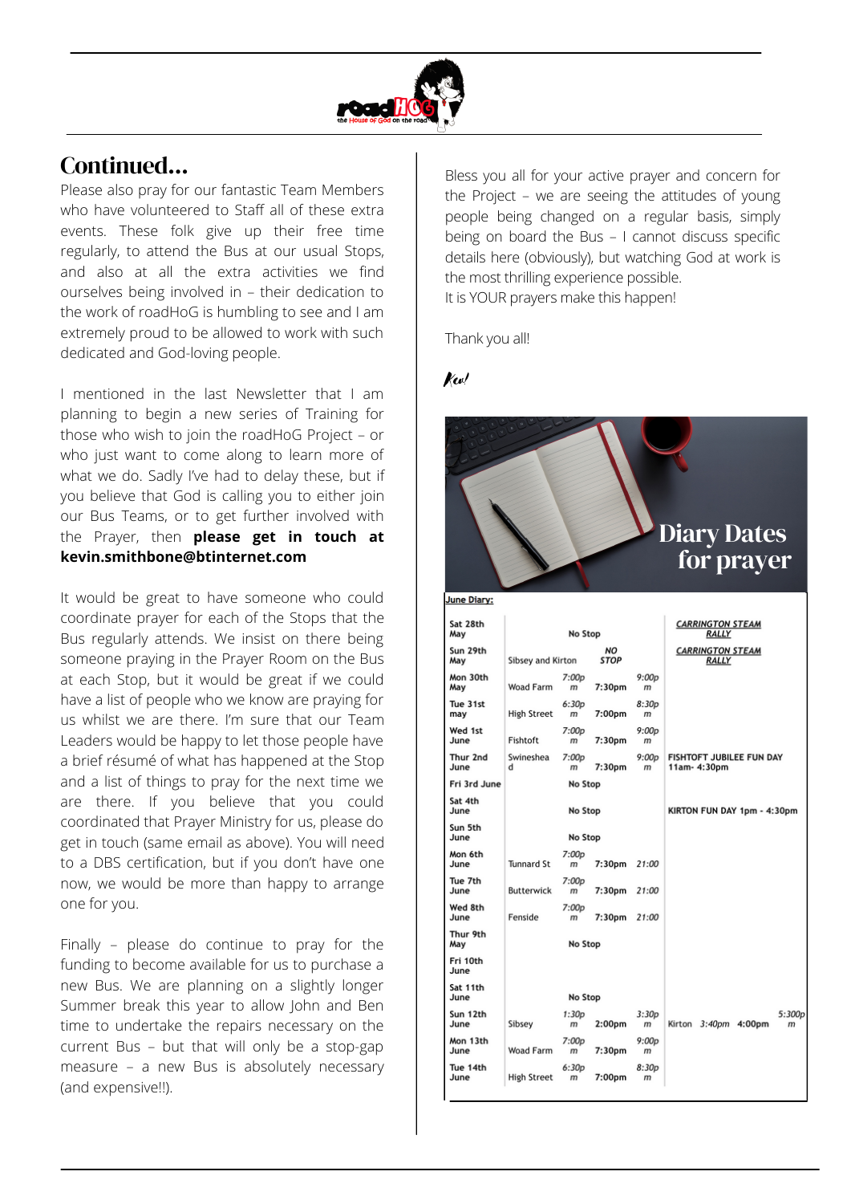## Continued...

Please also pray for our fantastic Team Members who have volunteered to Staff all of these extra events. These folk give up their free time regularly, to attend the Bus at our usual Stops, and also at all the extra activities we find ourselves being involved in – their dedication to the work of roadHoG is humbling to see and I am extremely proud to be allowed to work with such dedicated and God-loving people.

I mentioned in the last Newsletter that I am planning to begin a new series of Training for those who wish to join the roadHoG Project – or who just want to come along to learn more of what we do. Sadly I've had to delay these, but if you believe that God is calling you to either join our Bus Teams, or to get further involved with the Prayer, then **please get in touch at kevin.smithbone@btinternet.com**

It would be great to have someone who could coordinate prayer for each of the Stops that the Bus regularly attends. We insist on there being someone praying in the Prayer Room on the Bus at each Stop, but it would be great if we could have a list of people who we know are praying for us whilst we are there. I'm sure that our Team Leaders would be happy to let those people have a brief résumé of what has happened at the Stop and a list of things to pray for the next time we are there. If you believe that you could coordinated that Prayer Ministry for us, please do get in touch (same email as above). You will need to a DBS certification, but if you don't have one now, we would be more than happy to arrange one for you.

Finally – please do continue to pray for the funding to become available for us to purchase a new Bus. We are planning on a slightly longer Summer break this year to allow John and Ben time to undertake the repairs necessary on the current Bus – but that will only be a stop-gap measure – a new Bus is absolutely necessary (and expensive!!).

Bless you all for your active prayer and concern for the Project – we are seeing the attitudes of young people being changed on a regular basis, simply being on board the Bus – I cannot discuss specific details here (obviously), but watching God at work is the most thrilling experience possible.
It is YOUR prayers make this happen!

Thank you all!

Kev

## Diary Dates for prayer

**June Diary:**

| | | | | | |
|---|---|---|---|---|---|
| Sat 28th May | | No Stop | | | ***CARRINGTON STEAM RALLY*** |
| Sun 29th May | Sibsey and Kirton | | ***NO STOP*** | | ***CARRINGTON STEAM RALLY*** |
| Mon 30th May | Woad Farm | 7:00pm | 7:30pm | 9:00pm | |
| Tue 31st may | High Street | 6:30pm | 7:00pm | 8:30pm | |
| Wed 1st June | Fishtoft | 7:00pm | 7:30pm | 9:00pm | |
| Thur 2nd June | Swineshead | 7:00pm | 7:30pm | 9:00pm | FISHTOFT JUBILEE FUN DAY 11am- 4:30pm |
| Fri 3rd June | | No Stop | | | |
| Sat 4th June | | No Stop | | | KIRTON FUN DAY 1pm - 4:30pm |
| Sun 5th June | | No Stop | | | |
| Mon 6th June | Tunnard St | 7:00pm | 7:30pm | 21:00 | |
| Tue 7th June | Butterwick | 7:00pm | 7:30pm | 21:00 | |
| Wed 8th June | Fenside | 7:00pm | 7:30pm | 21:00 | |
| Thur 9th May | | No Stop | | | |
| Fri 10th June | | | | | |
| Sat 11th June | | No Stop | | | |
| Sun 12th June | Sibsey | 1:30pm | 2:00pm | 3:30pm | Kirton 3:40pm 4:00pm 5:300pm |
| Mon 13th June | Woad Farm | 7:00pm | 7:30pm | 9:00pm | |
| Tue 14th June | High Street | 6:30pm | 7:00pm | 8:30pm | |